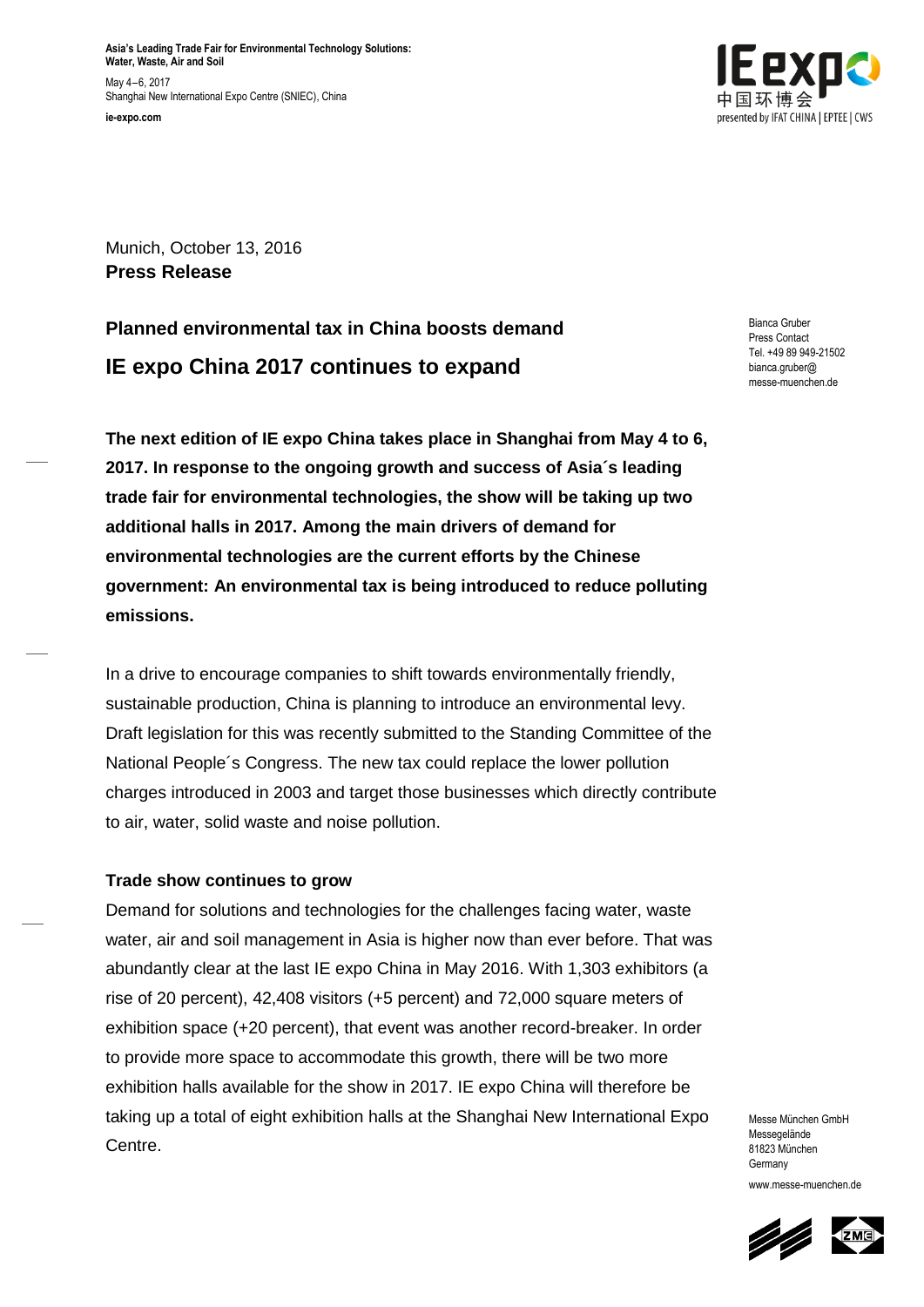**Asia's Leading Trade Fair for Environmental Technology Solutions: Water, Waste, Air and Soil**

May 4–6, 2017
Shanghai New International Expo Centre (SNIEC), China

**ie-expo.com**

Munich, October 13, 2016
**Press Release**

Bianca Gruber
Press Contact
Tel. +49 89 949-21502
bianca.gruber@
messe-muenchen.de

## Planned environmental tax in China boosts demand

# IE expo China 2017 continues to expand

**The next edition of IE expo China takes place in Shanghai from May 4 to 6, 2017. In response to the ongoing growth and success of Asia´s leading trade fair for environmental technologies, the show will be taking up two additional halls in 2017. Among the main drivers of demand for environmental technologies are the current efforts by the Chinese government: An environmental tax is being introduced to reduce polluting emissions.**

In a drive to encourage companies to shift towards environmentally friendly, sustainable production, China is planning to introduce an environmental levy. Draft legislation for this was recently submitted to the Standing Committee of the National People´s Congress. The new tax could replace the lower pollution charges introduced in 2003 and target those businesses which directly contribute to air, water, solid waste and noise pollution.

### Trade show continues to grow

Demand for solutions and technologies for the challenges facing water, waste water, air and soil management in Asia is higher now than ever before. That was abundantly clear at the last IE expo China in May 2016. With 1,303 exhibitors (a rise of 20 percent), 42,408 visitors (+5 percent) and 72,000 square meters of exhibition space (+20 percent), that event was another record-breaker. In order to provide more space to accommodate this growth, there will be two more exhibition halls available for the show in 2017. IE expo China will therefore be taking up a total of eight exhibition halls at the Shanghai New International Expo Centre.

Messe München GmbH
Messegelände
81823 München
Germany

www.messe-muenchen.de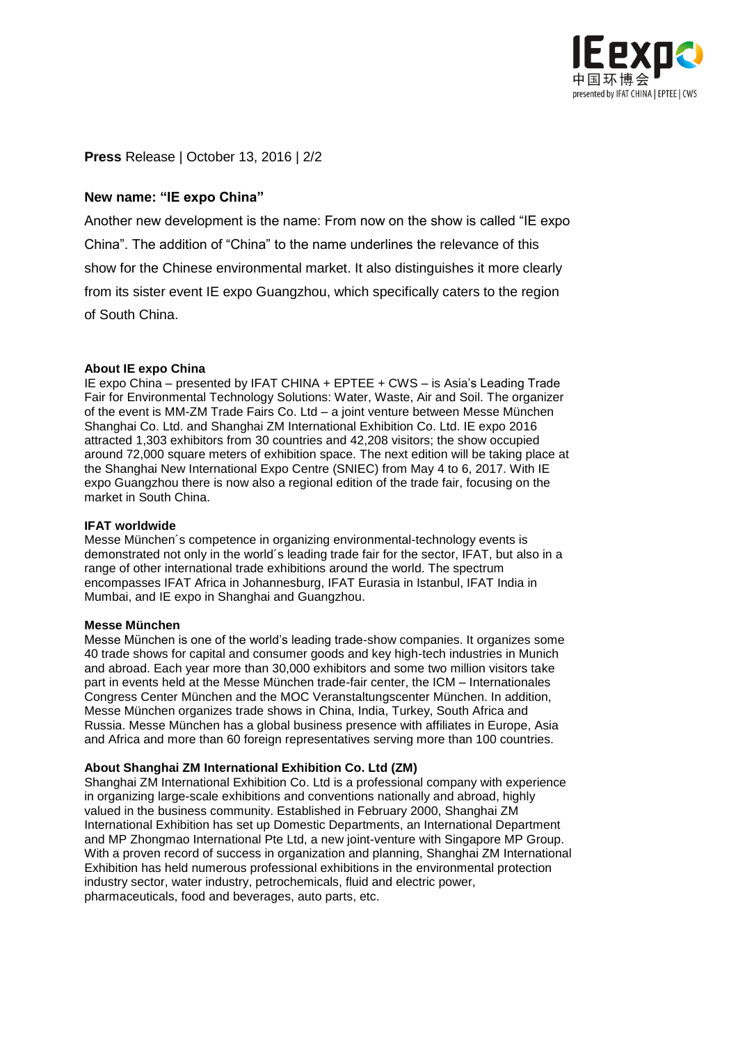## New name: "IE expo China"

Another new development is the name: From now on the show is called "IE expo China". The addition of "China" to the name underlines the relevance of this show for the Chinese environmental market. It also distinguishes it more clearly from its sister event IE expo Guangzhou, which specifically caters to the region of South China.

### About IE expo China

IE expo China – presented by IFAT CHINA + EPTEE + CWS – is Asia's Leading Trade Fair for Environmental Technology Solutions: Water, Waste, Air and Soil. The organizer of the event is MM-ZM Trade Fairs Co. Ltd – a joint venture between Messe München Shanghai Co. Ltd. and Shanghai ZM International Exhibition Co. Ltd. IE expo 2016 attracted 1,303 exhibitors from 30 countries and 42,208 visitors; the show occupied around 72,000 square meters of exhibition space. The next edition will be taking place at the Shanghai New International Expo Centre (SNIEC) from May 4 to 6, 2017. With IE expo Guangzhou there is now also a regional edition of the trade fair, focusing on the market in South China.

### IFAT worldwide

Messe München´s competence in organizing environmental-technology events is demonstrated not only in the world´s leading trade fair for the sector, IFAT, but also in a range of other international trade exhibitions around the world. The spectrum encompasses IFAT Africa in Johannesburg, IFAT Eurasia in Istanbul, IFAT India in Mumbai, and IE expo in Shanghai and Guangzhou.

### Messe München

Messe München is one of the world's leading trade-show companies. It organizes some 40 trade shows for capital and consumer goods and key high-tech industries in Munich and abroad. Each year more than 30,000 exhibitors and some two million visitors take part in events held at the Messe München trade-fair center, the ICM – Internationales Congress Center München and the MOC Veranstaltungscenter München. In addition, Messe München organizes trade shows in China, India, Turkey, South Africa and Russia. Messe München has a global business presence with affiliates in Europe, Asia and Africa and more than 60 foreign representatives serving more than 100 countries.

### About Shanghai ZM International Exhibition Co. Ltd (ZM)

Shanghai ZM International Exhibition Co. Ltd is a professional company with experience in organizing large-scale exhibitions and conventions nationally and abroad, highly valued in the business community. Established in February 2000, Shanghai ZM International Exhibition has set up Domestic Departments, an International Department and MP Zhongmao International Pte Ltd, a new joint-venture with Singapore MP Group. With a proven record of success in organization and planning, Shanghai ZM International Exhibition has held numerous professional exhibitions in the environmental protection industry sector, water industry, petrochemicals, fluid and electric power, pharmaceuticals, food and beverages, auto parts, etc.